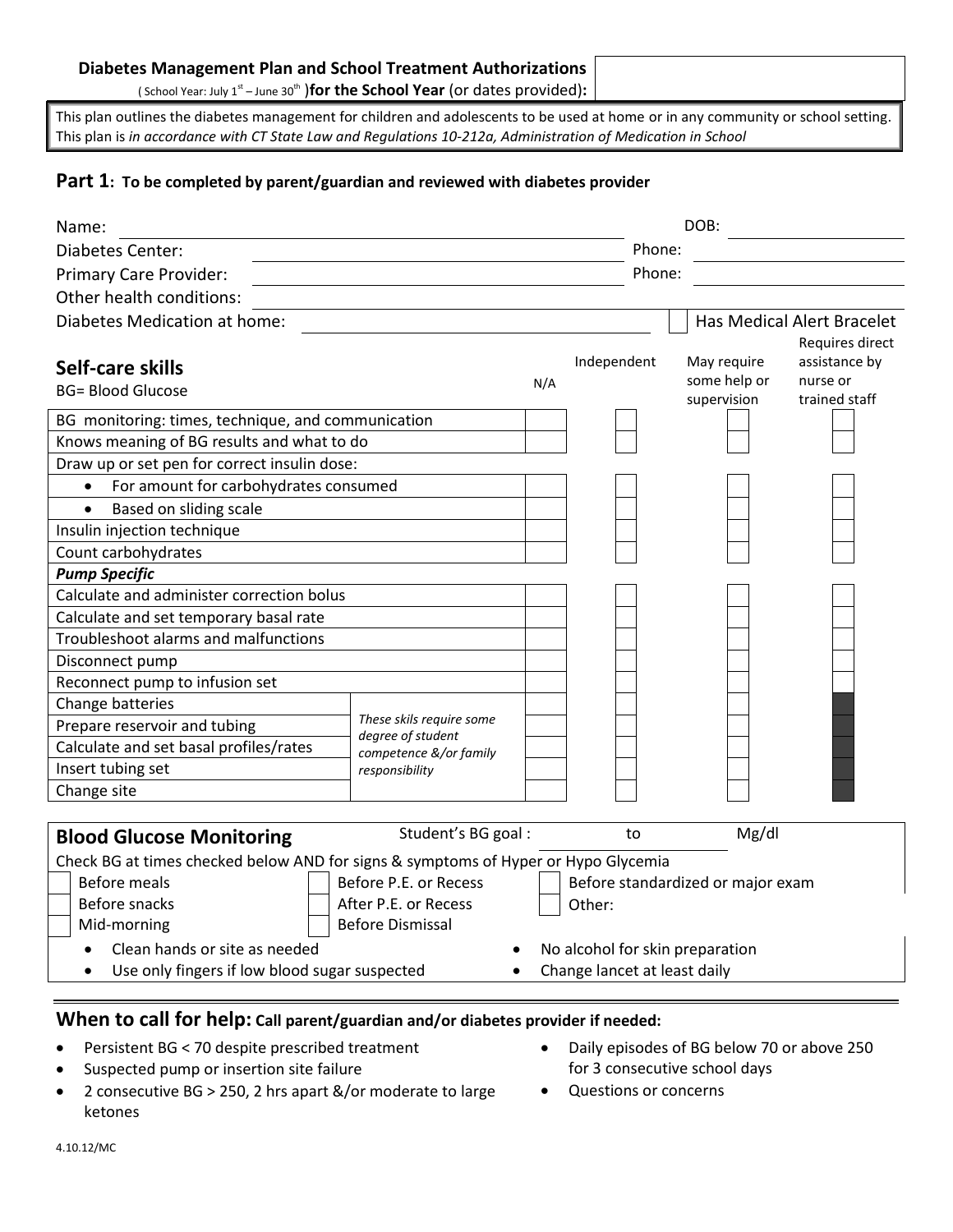**Diabetes Management Plan and School Treatment Authorizations**

( School Year: July 1st – June 30th ) **for the School Year** (or dates provided)**:**

This plan outlines the diabetes management for children and adolescents to be used at home or in any community or school setting. This plan is *in accordance with CT State Law and Regulations 10-212a, Administration of Medication in School*

## Part 1: To be completed by parent/guardian and reviewed with diabetes provider

Name: ______________________ DOB: ____________

Diabetes Center: ______________________ Phone: ____________

Primary Care Provider: ______________________ Phone: ____________

Other health conditions: ______________________

Diabetes Medication at home: ______________________ ☐ Has Medical Alert Bracelet

### Self-care skills

BG= Blood Glucose

| Skill | | N/A | Independent | May require some help or supervision | Requires direct assistance by nurse or trained staff |
|---|---|---|---|---|---|
| BG monitoring: times, technique, and communication | | ☐ | ☐ | ☐ | ☐ |
| Knows meaning of BG results and what to do | | ☐ | ☐ | ☐ | ☐ |
| Draw up or set pen for correct insulin dose: | | | | | |
| • For amount for carbohydrates consumed | | ☐ | ☐ | ☐ | ☐ |
| • Based on sliding scale | | ☐ | ☐ | ☐ | ☐ |
| Insulin injection technique | | ☐ | ☐ | ☐ | ☐ |
| Count carbohydrates | | ☐ | ☐ | ☐ | ☐ |
| ***Pump Specific*** | | | | | |
| Calculate and administer correction bolus | | ☐ | ☐ | ☐ | ☐ |
| Calculate and set temporary basal rate | | ☐ | ☐ | ☐ | ☐ |
| Troubleshoot alarms and malfunctions | | ☐ | ☐ | ☐ | ☐ |
| Disconnect pump | | ☐ | ☐ | ☐ | ☐ |
| Reconnect pump to infusion set | | ☐ | ☐ | ☐ | ☐ |
| Change batteries | *These skils require some degree of student competence &/or family responsibility* | ☐ | ☐ | ☐ | |
| Prepare reservoir and tubing | | ☐ | ☐ | ☐ | |
| Calculate and set basal profiles/rates | | ☐ | ☐ | ☐ | |
| Insert tubing set | | ☐ | ☐ | ☐ | |
| Change site | | ☐ | ☐ | ☐ | |

### Blood Glucose Monitoring

Student's BG goal : ________ to ________ Mg/dl

Check BG at times checked below AND for signs & symptoms of Hyper or Hypo Glycemia

| | | |
|---|---|---|
| ☐ Before meals | ☐ Before P.E. or Recess | ☐ Before standardized or major exam |
| ☐ Before snacks | ☐ After P.E. or Recess | ☐ Other: |
| ☐ Mid-morning | ☐ Before Dismissal | |

- Clean hands or site as needed
- Use only fingers if low blood sugar suspected
- No alcohol for skin preparation
- Change lancet at least daily

### When to call for help: Call parent/guardian and/or diabetes provider if needed:

- Persistent BG < 70 despite prescribed treatment
- Suspected pump or insertion site failure
- 2 consecutive BG > 250, 2 hrs apart &/or moderate to large ketones
- Daily episodes of BG below 70 or above 250 for 3 consecutive school days
- Questions or concerns

4.10.12/MC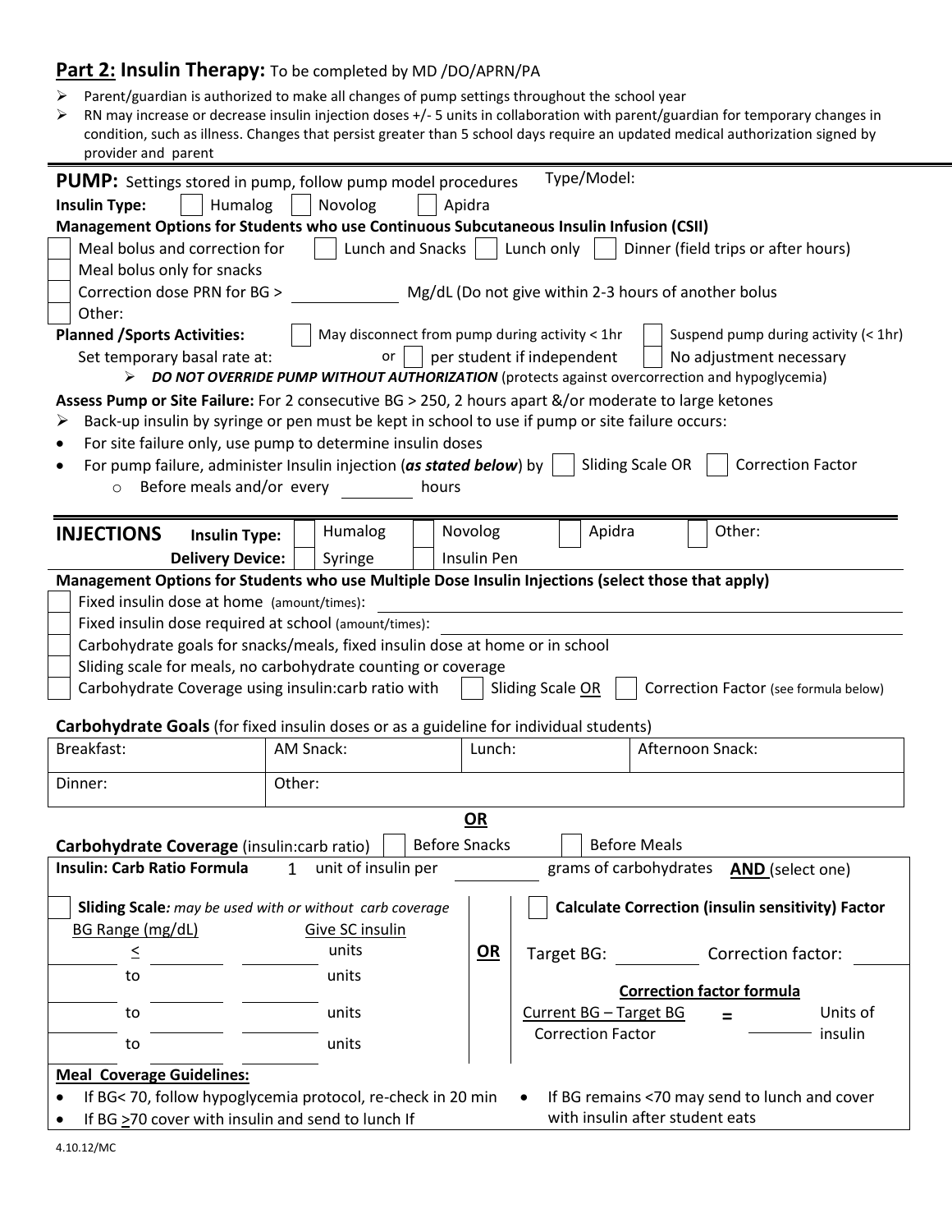## **Part 2:** Insulin Therapy: To be completed by MD /DO/APRN/PA

- Parent/guardian is authorized to make all changes of pump settings throughout the school year
- RN may increase or decrease insulin injection doses +/- 5 units in collaboration with parent/guardian for temporary changes in condition, such as illness. Changes that persist greater than 5 school days require an updated medical authorization signed by provider and parent

**PUMP:** Settings stored in pump, follow pump model procedures Type/Model:

**Insulin Type:** ☐ Humalog ☐ Novolog ☐ Apidra

**Management Options for Students who use Continuous Subcutaneous Insulin Infusion (CSII)**

- ☐ Meal bolus and correction for ☐ Lunch and Snacks ☐ Lunch only ☐ Dinner (field trips or after hours)
- ☐ Meal bolus only for snacks
- ☐ Correction dose PRN for BG > ____________ Mg/dL (Do not give within 2-3 hours of another bolus
- ☐ Other:

**Planned /Sports Activities:** ☐ May disconnect from pump during activity < 1hr ☐ Suspend pump during activity (< 1hr)

Set temporary basal rate at: or ☐ per student if independent ☐ No adjustment necessary

- ***DO NOT OVERRIDE PUMP WITHOUT AUTHORIZATION*** (protects against overcorrection and hypoglycemia)

**Assess Pump or Site Failure:** For 2 consecutive BG > 250, 2 hours apart &/or moderate to large ketones

- Back-up insulin by syringe or pen must be kept in school to use if pump or site failure occurs:
- For site failure only, use pump to determine insulin doses
- For pump failure, administer Insulin injection (***as stated below***) by ☐ Sliding Scale OR ☐ Correction Factor
  - Before meals and/or every ________ hours

---

**INJECTIONS** **Insulin Type:** ☐ Humalog ☐ Novolog ☐ Apidra ☐ Other:

**Delivery Device:** ☐ Syringe ☐ Insulin Pen

**Management Options for Students who use Multiple Dose Insulin Injections (select those that apply)**

- ☐ Fixed insulin dose at home (amount/times): ____________________
- ☐ Fixed insulin dose required at school (amount/times): ____________________
- ☐ Carbohydrate goals for snacks/meals, fixed insulin dose at home or in school
- ☐ Sliding scale for meals, no carbohydrate counting or coverage
- ☐ Carbohydrate Coverage using insulin:carb ratio with ☐ Sliding Scale OR ☐ Correction Factor (see formula below)

**Carbohydrate Goals** (for fixed insulin doses or as a guideline for individual students)

| Breakfast: | AM Snack: | Lunch: | Afternoon Snack: |
| --- | --- | --- | --- |
| Dinner: | Other: | | |

**OR**

**Carbohydrate Coverage** (insulin:carb ratio) ☐ Before Snacks ☐ Before Meals

**Insulin: Carb Ratio Formula** 1 unit of insulin per ________ grams of carbohydrates **AND** (select one)

☐ **Sliding Scale***: may be used with or without carb coverage*

| BG Range (mg/dL) | | Give SC insulin |
| --- | --- | --- |
| ≤ ________ | ________ | units |
| ________ to | ________ | ________ units |
| ________ to | ________ | ________ units |
| ________ to | ________ | ________ units |

**OR**

☐ **Calculate Correction (insulin sensitivity) Factor**

Target BG: ________ Correction factor: ________

**Correction factor formula**

$$\frac{\text{Current BG} - \text{Target BG}}{\text{Correction Factor}} = \text{\_\_\_\_\_\_ Units of insulin}$$

**Meal Coverage Guidelines:**

- If BG< 70, follow hypoglycemia protocol, re-check in 20 min
- If BG ≥70 cover with insulin and send to lunch If
- If BG remains <70 may send to lunch and cover with insulin after student eats

4.10.12/MC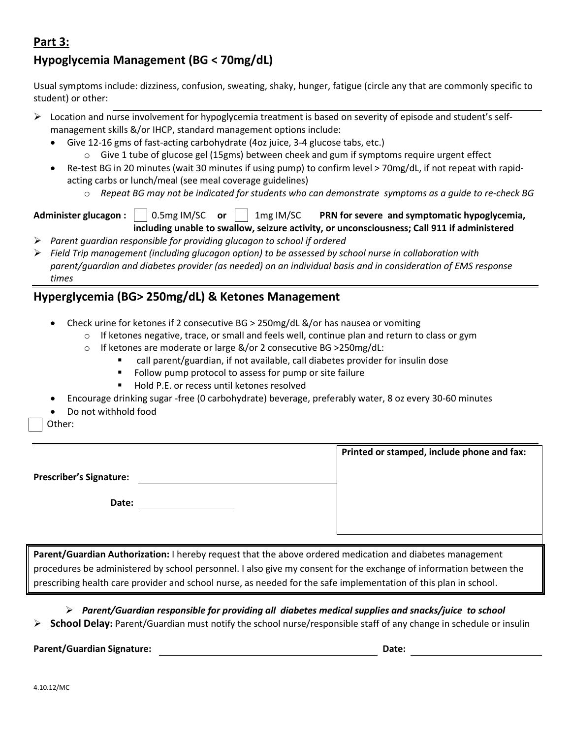## Part 3:

## Hypoglycemia Management (BG < 70mg/dL)

Usual symptoms include: dizziness, confusion, sweating, shaky, hunger, fatigue (circle any that are commonly specific to student) or other: ______________________________

- Location and nurse involvement for hypoglycemia treatment is based on severity of episode and student's self-management skills &/or IHCP, standard management options include:
  - Give 12-16 gms of fast-acting carbohydrate (4oz juice, 3-4 glucose tabs, etc.)
    - Give 1 tube of glucose gel (15gms) between cheek and gum if symptoms require urgent effect
  - Re-test BG in 20 minutes (wait 30 minutes if using pump) to confirm level > 70mg/dL, if not repeat with rapid-acting carbs or lunch/meal (see meal coverage guidelines)
    - *Repeat BG may not be indicated for students who can demonstrate symptoms as a guide to re-check BG*

**Administer glucagon :** ☐ 0.5mg IM/SC **or** ☐ 1mg IM/SC **PRN for severe and symptomatic hypoglycemia, including unable to swallow, seizure activity, or unconsciousness; Call 911 if administered**

- *Parent guardian responsible for providing glucagon to school if ordered*
- *Field Trip management (including glucagon option) to be assessed by school nurse in collaboration with parent/guardian and diabetes provider (as needed) on an individual basis and in consideration of EMS response times*

## Hyperglycemia (BG> 250mg/dL) & Ketones Management

- Check urine for ketones if 2 consecutive BG > 250mg/dL &/or has nausea or vomiting
  - If ketones negative, trace, or small and feels well, continue plan and return to class or gym
  - If ketones are moderate or large &/or 2 consecutive BG >250mg/dL:
    - call parent/guardian, if not available, call diabetes provider for insulin dose
    - Follow pump protocol to assess for pump or site failure
    - Hold P.E. or recess until ketones resolved
- Encourage drinking sugar -free (0 carbohydrate) beverage, preferably water, 8 oz every 30-60 minutes
- Do not withhold food

☐ Other:

| | **Printed or stamped, include phone and fax:** |
|---|---|
| **Prescriber's Signature:** ______________________ | |
| **Date:** ______________ | |

**Parent/Guardian Authorization:** I hereby request that the above ordered medication and diabetes management procedures be administered by school personnel. I also give my consent for the exchange of information between the prescribing health care provider and school nurse, as needed for the safe implementation of this plan in school.

- ***Parent/Guardian responsible for providing all diabetes medical supplies and snacks/juice to school***
- **School Delay:** Parent/Guardian must notify the school nurse/responsible staff of any change in schedule or insulin

**Parent/Guardian Signature:** ______________________ **Date:** ______________

4.10.12/MC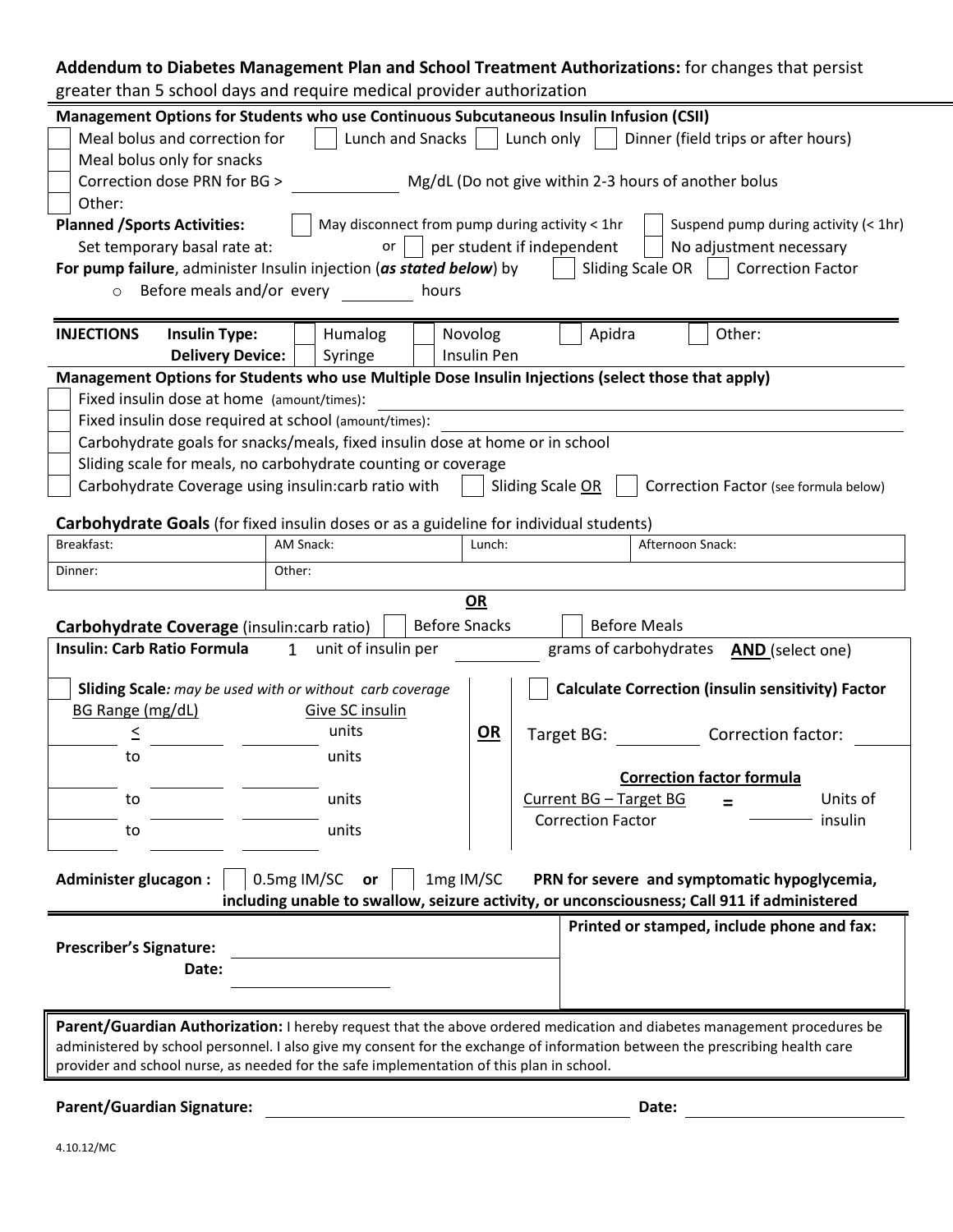**Addendum to Diabetes Management Plan and School Treatment Authorizations:** for changes that persist greater than 5 school days and require medical provider authorization

**Management Options for Students who use Continuous Subcutaneous Insulin Infusion (CSII)**

- ☐ Meal bolus and correction for ☐ Lunch and Snacks ☐ Lunch only ☐ Dinner (field trips or after hours)
- ☐ Meal bolus only for snacks
- ☐ Correction dose PRN for BG > __________ Mg/dL (Do not give within 2-3 hours of another bolus
- ☐ Other:

**Planned /Sports Activities:** ☐ May disconnect from pump during activity < 1hr ☐ Suspend pump during activity (< 1hr)

Set temporary basal rate at: __________ or ☐ per student if independent ☐ No adjustment necessary

**For pump failure**, administer Insulin injection (***as stated below***) by ☐ Sliding Scale OR ☐ Correction Factor

- Before meals and/or every __________ hours

---

**INJECTIONS** **Insulin Type:** ☐ Humalog ☐ Novolog ☐ Apidra ☐ Other:

**Delivery Device:** ☐ Syringe ☐ Insulin Pen

**Management Options for Students who use Multiple Dose Insulin Injections (select those that apply)**

- ☐ Fixed insulin dose at home (amount/times): ______________________________
- ☐ Fixed insulin dose required at school (amount/times): ______________________________
- ☐ Carbohydrate goals for snacks/meals, fixed insulin dose at home or in school
- ☐ Sliding scale for meals, no carbohydrate counting or coverage
- ☐ Carbohydrate Coverage using insulin:carb ratio with ☐ Sliding Scale OR ☐ Correction Factor (see formula below)

**Carbohydrate Goals** (for fixed insulin doses or as a guideline for individual students)

| | | | |
|---|---|---|---|
| Breakfast: | AM Snack: | Lunch: | Afternoon Snack: |
| Dinner: | Other: | | |

**OR**

**Carbohydrate Coverage** (insulin:carb ratio) ☐ Before Snacks ☐ Before Meals

**Insulin: Carb Ratio Formula** 1 unit of insulin per __________ grams of carbohydrates **AND** (select one)

☐ **Sliding Scale***: may be used with or without carb coverage*

| BG Range (mg/dL) | | Give SC insulin |
|---|---|---|
| ______ ≤ | ______ | ______ units |
| ______ to | ______ | ______ units |
| ______ to | ______ | ______ units |
| ______ to | ______ | ______ units |

**OR**

☐ **Calculate Correction (insulin sensitivity) Factor**

Target BG: __________ Correction factor: __________

**Correction factor formula**

$$\frac{\text{Current BG} - \text{Target BG}}{\text{Correction Factor}} = \text{\_\_\_\_\_\_ Units of insulin}$$

**Administer glucagon :** ☐ 0.5mg IM/SC **or** ☐ 1mg IM/SC **PRN for severe and symptomatic hypoglycemia, including unable to swallow, seizure activity, or unconsciousness; Call 911 if administered**

**Prescriber's Signature:** ______________________________

**Date:** __________

**Printed or stamped, include phone and fax:**

**Parent/Guardian Authorization:** I hereby request that the above ordered medication and diabetes management procedures be administered by school personnel. I also give my consent for the exchange of information between the prescribing health care provider and school nurse, as needed for the safe implementation of this plan in school.

**Parent/Guardian Signature:** ______________________________ **Date:** __________

4.10.12/MC